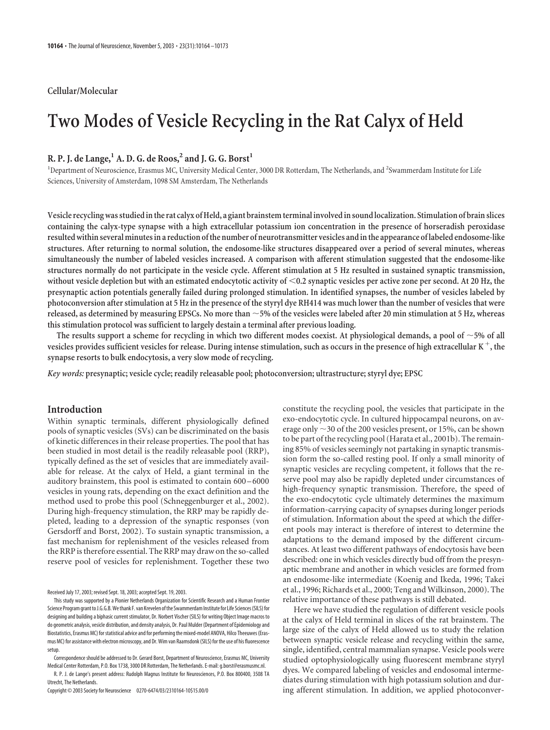Cellular/Molecular

# Two Modes of Vesicle Recycling in the Rat Calyx of Held

**R. P. J. de Lange,[1] A. D. G. de Roos,[2] and J. G. G. Borst[1]**

[1]Department of Neuroscience, Erasmus MC, University Medical Center, 3000 DR Rotterdam, The Netherlands, and [2]Swammerdam Institute for Life Sciences, University of Amsterdam, 1098 SM Amsterdam, The Netherlands

**Vesicle recycling was studied in the rat calyx of Held, a giant brainstem terminal involved in sound localization. Stimulation of brain slices containing the calyx-type synapse with a high extracellular potassium ion concentration in the presence of horseradish peroxidase resulted within several minutes in a reduction of the number of neurotransmitter vesicles and in the appearance of labeled endosome-like structures. After returning to normal solution, the endosome-like structures disappeared over a period of several minutes, whereas simultaneously the number of labeled vesicles increased. A comparison with afferent stimulation suggested that the endosome-like structures normally do not participate in the vesicle cycle. Afferent stimulation at 5 Hz resulted in sustained synaptic transmission, without vesicle depletion but with an estimated endocytotic activity of <0.2 synaptic vesicles per active zone per second. At 20 Hz, the presynaptic action potentials generally failed during prolonged stimulation. In identified synapses, the number of vesicles labeled by photoconversion after stimulation at 5 Hz in the presence of the styryl dye RH414 was much lower than the number of vesicles that were released, as determined by measuring EPSCs. No more than ~5% of the vesicles were labeled after 20 min stimulation at 5 Hz, whereas this stimulation protocol was sufficient to largely destain a terminal after previous loading.**

**The results support a scheme for recycling in which two different modes coexist. At physiological demands, a pool of ~5% of all vesicles provides sufficient vesicles for release. During intense stimulation, such as occurs in the presence of high extracellular $K^+$, the synapse resorts to bulk endocytosis, a very slow mode of recycling.**

***Key words:*** **presynaptic; vesicle cycle; readily releasable pool; photoconversion; ultrastructure; styryl dye; EPSC**

## Introduction

Within synaptic terminals, different physiologically defined pools of synaptic vesicles (SVs) can be discriminated on the basis of kinetic differences in their release properties. The pool that has been studied in most detail is the readily releasable pool (RRP), typically defined as the set of vesicles that are immediately available for release. At the calyx of Held, a giant terminal in the auditory brainstem, this pool is estimated to contain 600–6000 vesicles in young rats, depending on the exact definition and the method used to probe this pool (Schneggenburger et al., 2002). During high-frequency stimulation, the RRP may be rapidly depleted, leading to a depression of the synaptic responses (von Gersdorff and Borst, 2002). To sustain synaptic transmission, a fast mechanism for replenishment of the vesicles released from the RRP is therefore essential. The RRP may draw on the so-called reserve pool of vesicles for replenishment. Together these two constitute the recycling pool, the vesicles that participate in the exo-endocytotic cycle. In cultured hippocampal neurons, on average only ~30 of the 200 vesicles present, or 15%, can be shown to be part of the recycling pool (Harata et al., 2001b). The remaining 85% of vesicles seemingly not partaking in synaptic transmission form the so-called resting pool. If only a small minority of synaptic vesicles are recycling competent, it follows that the reserve pool may also be rapidly depleted under circumstances of high-frequency synaptic transmission. Therefore, the speed of the exo-endocytotic cycle ultimately determines the maximum information-carrying capacity of synapses during longer periods of stimulation. Information about the speed at which the different pools may interact is therefore of interest to determine the adaptations to the demand imposed by the different circumstances. At least two different pathways of endocytosis have been described: one in which vesicles directly bud off from the presynaptic membrane and another in which vesicles are formed from an endosome-like intermediate (Koenig and Ikeda, 1996; Takei et al., 1996; Richards et al., 2000; Teng and Wilkinson, 2000). The relative importance of these pathways is still debated.

Here we have studied the regulation of different vesicle pools at the calyx of Held terminal in slices of the rat brainstem. The large size of the calyx of Held allowed us to study the relation between synaptic vesicle release and recycling within the same, single, identified, central mammalian synapse. Vesicle pools were studied optophysiologically using fluorescent membrane styryl dyes. We compared labeling of vesicles and endosomal intermediates during stimulation with high potassium solution and during afferent stimulation. In addition, we applied photoconver-

Received July 17, 2003; revised Sept. 18, 2003; accepted Sept. 19, 2003.

This study was supported by a Pionier Netherlands Organization for Scientific Research and a Human Frontier Science Program grant to J.G.G.B. We thank F. van Krevelen of the Swammerdam Institute for Life Sciences (SILS) for designing and building a biphasic current stimulator, Dr. Norbert Vischer (SILS) for writing Object Image macros to do geometric analysis, vesicle distribution, and density analysis, Dr. Paul Mulder (Department of Epidemiology and Biostatistics, Erasmus MC) for statistical advice and for performing the mixed-model ANOVA, Hilco Theeuwes (Erasmus MC) for assistance with electron microscopy, and Dr. Wim van Raamsdonk (SILS) for the use of his fluorescence setup.

Correspondence should be addressed to Dr. Gerard Borst, Department of Neuroscience, Erasmus MC, University Medical Center Rotterdam, P.O. Box 1738, 3000 DR Rotterdam, The Netherlands. E-mail: g.borst@erasmusmc.nl.

R. P. J. de Lange's present address: Rudolph Magnus Institute for Neurosciences, P.O. Box 800400, 3508 TA Utrecht, The Netherlands.

Copyright © 2003 Society for Neuroscience 0270-6474/03/2310164-10$15.00/0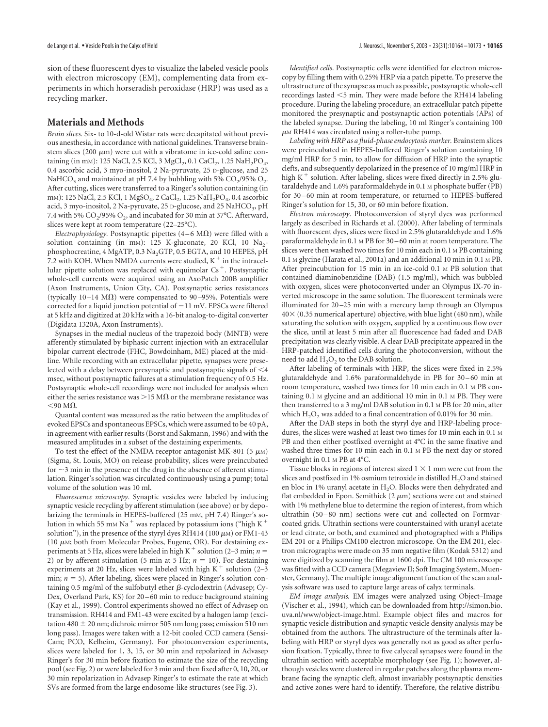sion of these fluorescent dyes to visualize the labeled vesicle pools with electron microscopy (EM), complementing data from experiments in which horseradish peroxidase (HRP) was used as a recycling marker.

## Materials and Methods

*Brain slices.* Six- to 10-d-old Wistar rats were decapitated without previous anesthesia, in accordance with national guidelines. Transverse brainstem slices (200 μm) were cut with a vibratome in ice-cold saline containing (in mM): 125 NaCl, 2.5 KCl, 3 $MgCl_2$, 0.1 $CaCl_2$, 1.25 $NaH_2PO_4$, 0.4 ascorbic acid, 3 myo-inositol, 2 Na-pyruvate, 25 D-glucose, and 25 $NaHCO_3$ and maintained at pH 7.4 by bubbling with 5% $CO_2$/95% $O_2$. After cutting, slices were transferred to a Ringer's solution containing (in mM): 125 NaCl, 2.5 KCl, 1 $MgSO_4$, 2 $CaCl_2$, 1.25 $NaH_2PO_4$, 0.4 ascorbic acid, 3 myo-inositol, 2 Na-pyruvate, 25 D-glucose, and 25 $NaHCO_3$, pH 7.4 with 5% $CO_2$/95% $O_2$, and incubated for 30 min at 37°C. Afterward, slices were kept at room temperature (22–25°C).

*Electrophysiology.* Postsynaptic pipettes (4–6 MΩ) were filled with a solution containing (in mM): 125 K-gluconate, 20 KCl, 10 $Na_2$-phosphocreatine, 4 MgATP, 0.3 $Na_2$GTP, 0.5 EGTA, and 10 HEPES, pH 7.2 with KOH. When NMDA currents were studied, $K^+$ in the intracellular pipette solution was replaced with equimolar $Cs^+$. Postsynaptic whole-cell currents were acquired using an AxoPatch 200B amplifier (Axon Instruments, Union City, CA). Postsynaptic series resistances (typically 10–14 MΩ) were compensated to 90–95%. Potentials were corrected for a liquid junction potential of −11 mV. EPSCs were filtered at 5 kHz and digitized at 20 kHz with a 16-bit analog-to-digital converter (Digidata 1320A, Axon Instruments).

Synapses in the medial nucleus of the trapezoid body (MNTB) were afferently stimulated by biphasic current injection with an extracellular bipolar current electrode (FHC, Bowdoinham, ME) placed at the midline. While recording with an extracellular pipette, synapses were preselected with a delay between presynaptic and postsynaptic signals of <4 msec, without postsynaptic failures at a stimulation frequency of 0.5 Hz. Postsynaptic whole-cell recordings were not included for analysis when either the series resistance was >15 MΩ or the membrane resistance was <90 MΩ.

Quantal content was measured as the ratio between the amplitudes of evoked EPSCs and spontaneous EPSCs, which were assumed to be 40 pA, in agreement with earlier results (Borst and Sakmann, 1996) and with the measured amplitudes in a subset of the destaining experiments.

To test the effect of the NMDA receptor antagonist MK-801 (5 μM) (Sigma, St. Louis, MO) on release probability, slices were preincubated for ~3 min in the presence of the drug in the absence of afferent stimulation. Ringer's solution was circulated continuously using a pump; total volume of the solution was 10 ml.

*Fluorescence microscopy.* Synaptic vesicles were labeled by inducing synaptic vesicle recycling by afferent stimulation (see above) or by depolarizing the terminals in HEPES-buffered (25 mM, pH 7.4) Ringer's solution in which 55 mM $Na^+$ was replaced by potassium ions ("high $K^+$ solution"), in the presence of the styryl dyes RH414 (100 μM) or FM1-43 (10 μM; both from Molecular Probes, Eugene, OR). For destaining experiments at 5 Hz, slices were labeled in high $K^+$ solution (2–3 min; $n = 2$) or by afferent stimulation (5 min at 5 Hz; $n = 10$). For destaining experiments at 20 Hz, slices were labeled with high $K^+$ solution (2–3 min; $n = 5$). After labeling, slices were placed in Ringer's solution containing 0.5 mg/ml of the sulfobutyl ether β-cyclodextrin (Advasep; Cy-Dex, Overland Park, KS) for 20–60 min to reduce background staining (Kay et al., 1999). Control experiments showed no effect of Advasep on transmission. RH414 and FM1-43 were excited by a halogen lamp (excitation 480 ± 20 nm; dichroic mirror 505 nm long pass; emission 510 nm long pass). Images were taken with a 12-bit cooled CCD camera (SensiCam; PCO, Kelheim, Germany). For photoconversion experiments, slices were labeled for 1, 3, 15, or 30 min and repolarized in Advasep Ringer's for 30 min before fixation to estimate the size of the recycling pool (see Fig. 2) or were labeled for 3 min and then fixed after 0, 10, 20, or 30 min repolarization in Advasep Ringer's to estimate the rate at which SVs are formed from the large endosome-like structures (see Fig. 3).

*Identified cells.* Postsynaptic cells were identified for electron microscopy by filling them with 0.25% HRP via a patch pipette. To preserve the ultrastructure of the synapse as much as possible, postsynaptic whole-cell recordings lasted <5 min. They were made before the RH414 labeling procedure. During the labeling procedure, an extracellular patch pipette monitored the presynaptic and postsynaptic action potentials (APs) of the labeled synapse. During the labeling, 10 ml Ringer's containing 100 μM RH414 was circulated using a roller-tube pump.

*Labeling with HRP as a fluid-phase endocytosis marker.* Brainstem slices were preincubated in HEPES-buffered Ringer's solution containing 10 mg/ml HRP for 5 min, to allow for diffusion of HRP into the synaptic clefts, and subsequently depolarized in the presence of 10 mg/ml HRP in high $K^+$ solution. After labeling, slices were fixed directly in 2.5% glutaraldehyde and 1.6% paraformaldehyde in 0.1 M phosphate buffer (PB) for 30–60 min at room temperature, or returned to HEPES-buffered Ringer's solution for 15, 30, or 60 min before fixation.

*Electron microscopy.* Photoconversion of styryl dyes was performed largely as described in Richards et al. (2000). After labeling of terminals with fluorescent dyes, slices were fixed in 2.5% glutaraldehyde and 1.6% paraformaldehyde in 0.1 M PB for 30–60 min at room temperature. The slices were then washed two times for 10 min each in 0.1 M PB containing 0.1 M glycine (Harata et al., 2001a) and an additional 10 min in 0.1 M PB. After preincubation for 15 min in an ice-cold 0.1 M PB solution that contained diaminobenzidine (DAB) (1.5 mg/ml), which was bubbled with oxygen, slices were photoconverted under an Olympus IX-70 inverted microscope in the same solution. The fluorescent terminals were illuminated for 20–25 min with a mercury lamp through an Olympus 40× (0.35 numerical aperture) objective, with blue light (480 nm), while saturating the solution with oxygen, supplied by a continuous flow over the slice, until at least 5 min after all fluorescence had faded and DAB precipitation was clearly visible. A clear DAB precipitate appeared in the HRP-patched identified cells during the photoconversion, without the need to add $H_2O_2$ to the DAB solution.

After labeling of terminals with HRP, the slices were fixed in 2.5% glutaraldehyde and 1.6% paraformaldehyde in PB for 30–60 min at room temperature, washed two times for 10 min each in 0.1 M PB containing 0.1 M glycine and an additional 10 min in 0.1 M PB. They were then transferred to a 3 mg/ml DAB solution in 0.1 M PB for 20 min, after which $H_2O_2$ was added to a final concentration of 0.01% for 30 min.

After the DAB steps in both the styryl dye and HRP-labeling procedures, the slices were washed at least two times for 10 min each in 0.1 M PB and then either postfixed overnight at 4°C in the same fixative and washed three times for 10 min each in 0.1 M PB the next day or stored overnight in 0.1 M PB at 4°C.

Tissue blocks in regions of interest sized 1 × 1 mm were cut from the slices and postfixed in 1% osmium tetroxide in distilled $H_2O$ and stained en bloc in 1% uranyl acetate in $H_2O$. Blocks were then dehydrated and flat embedded in Epon. Semithick (2 μm) sections were cut and stained with 1% methylene blue to determine the region of interest, from which ultrathin (50–80 nm) sections were cut and collected on Formvar-coated grids. Ultrathin sections were counterstained with uranyl acetate or lead citrate, or both, and examined and photographed with a Philips EM 201 or a Philips CM100 electron microscope. On the EM 201, electron micrographs were made on 35 mm negative film (Kodak 5312) and were digitized by scanning the film at 1600 dpi. The CM 100 microscope was fitted with a CCD camera (Megaview II; Soft Imaging System, Muenster, Germany). The multiple image alignment function of the scan analysis software was used to capture large areas of calyx terminals.

*EM image analysis.* EM images were analyzed using Object–Image (Vischer et al., 1994), which can be downloaded from http://simon.bio.uva.nl/www/object-image.html. Example object files and macros for synaptic vesicle distribution and synaptic vesicle density analysis may be obtained from the authors. The ultrastructure of the terminals after labeling with HRP or styryl dyes was generally not as good as after perfusion fixation. Typically, three to five calyceal synapses were found in the ultrathin section with acceptable morphology (see Fig. 1); however, although vesicles were clustered in regular patches along the plasma membrane facing the synaptic cleft, almost invariably postsynaptic densities and active zones were hard to identify. Therefore, the relative distribu-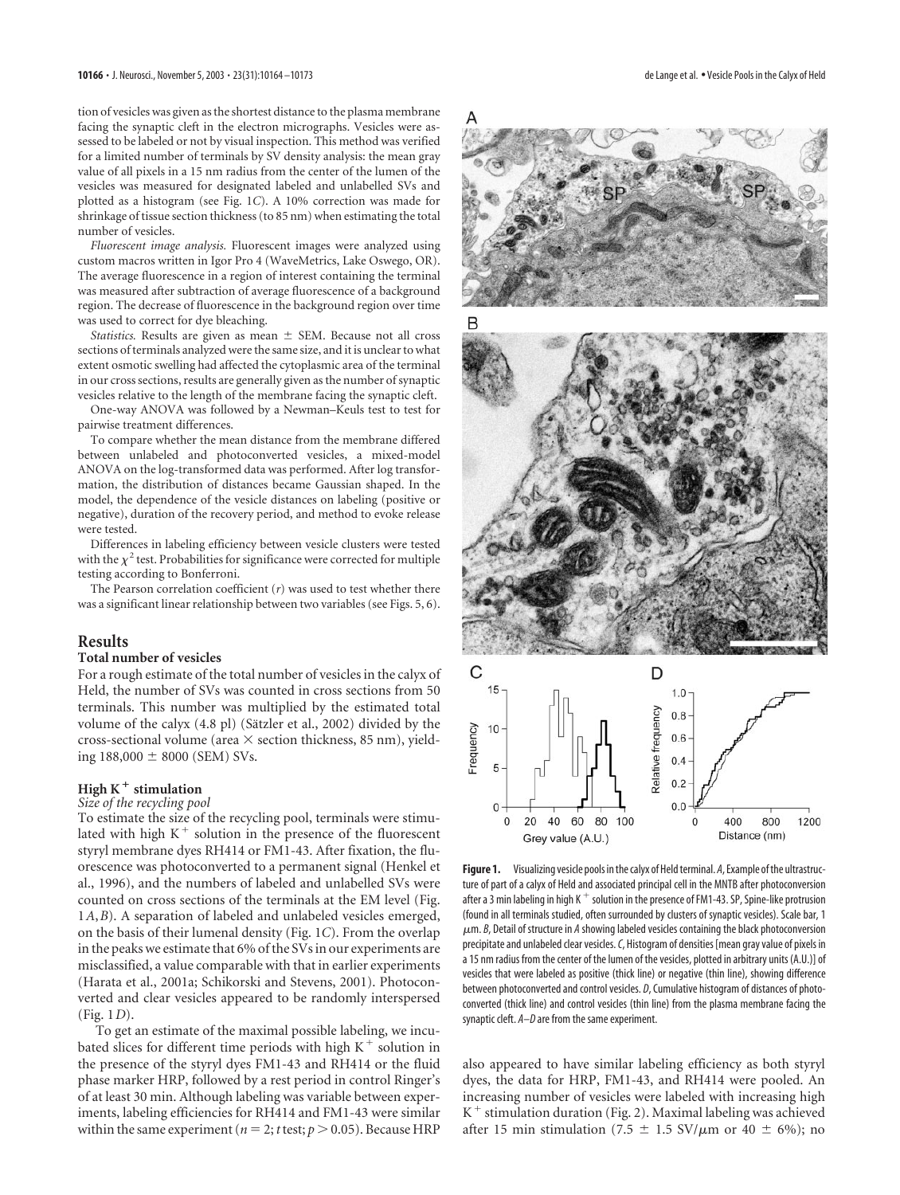tion of vesicles was given as the shortest distance to the plasma membrane facing the synaptic cleft in the electron micrographs. Vesicles were assessed to be labeled or not by visual inspection. This method was verified for a limited number of terminals by SV density analysis: the mean gray value of all pixels in a 15 nm radius from the center of the lumen of the vesicles was measured for designated labeled and unlabelled SVs and plotted as a histogram (see Fig. 1*C*). A 10% correction was made for shrinkage of tissue section thickness (to 85 nm) when estimating the total number of vesicles.

*Fluorescent image analysis.* Fluorescent images were analyzed using custom macros written in Igor Pro 4 (WaveMetrics, Lake Oswego, OR). The average fluorescence in a region of interest containing the terminal was measured after subtraction of average fluorescence of a background region. The decrease of fluorescence in the background region over time was used to correct for dye bleaching.

*Statistics.* Results are given as mean ± SEM. Because not all cross sections of terminals analyzed were the same size, and it is unclear to what extent osmotic swelling had affected the cytoplasmic area of the terminal in our cross sections, results are generally given as the number of synaptic vesicles relative to the length of the membrane facing the synaptic cleft.

One-way ANOVA was followed by a Newman–Keuls test to test for pairwise treatment differences.

To compare whether the mean distance from the membrane differed between unlabeled and photoconverted vesicles, a mixed-model ANOVA on the log-transformed data was performed. After log transformation, the distribution of distances became Gaussian shaped. In the model, the dependence of the vesicle distances on labeling (positive or negative), duration of the recovery period, and method to evoke release were tested.

Differences in labeling efficiency between vesicle clusters were tested with the $\chi^2$ test. Probabilities for significance were corrected for multiple testing according to Bonferroni.

The Pearson correlation coefficient ($r$) was used to test whether there was a significant linear relationship between two variables (see Figs. 5, 6).

## Results

### Total number of vesicles

For a rough estimate of the total number of vesicles in the calyx of Held, the number of SVs was counted in cross sections from 50 terminals. This number was multiplied by the estimated total volume of the calyx (4.8 pl) (Sätzler et al., 2002) divided by the cross-sectional volume (area × section thickness, 85 nm), yielding 188,000 ± 8000 (SEM) SVs.

### High $K^+$ stimulation

#### Size of the recycling pool

To estimate the size of the recycling pool, terminals were stimulated with high $K^+$ solution in the presence of the fluorescent styryl membrane dyes RH414 or FM1-43. After fixation, the fluorescence was photoconverted to a permanent signal (Henkel et al., 1996), and the numbers of labeled and unlabelled SVs were counted on cross sections of the terminals at the EM level (Fig. 1*A*,*B*). A separation of labeled and unlabeled vesicles emerged, on the basis of their lumenal density (Fig. 1*C*). From the overlap in the peaks we estimate that 6% of the SVs in our experiments are misclassified, a value comparable with that in earlier experiments (Harata et al., 2001a; Schikorski and Stevens, 2001). Photoconverted and clear vesicles appeared to be randomly interspersed (Fig. 1*D*).

To get an estimate of the maximal possible labeling, we incubated slices for different time periods with high $K^+$ solution in the presence of the styryl dyes FM1-43 and RH414 or the fluid phase marker HRP, followed by a rest period in control Ringer's of at least 30 min. Although labeling was variable between experiments, labeling efficiencies for RH414 and FM1-43 were similar within the same experiment ($n = 2$; $t$ test; $p > 0.05$). Because HRP also appeared to have similar labeling efficiency as both styryl dyes, the data for HRP, FM1-43, and RH414 were pooled. An increasing number of vesicles were labeled with increasing high $K^+$ stimulation duration (Fig. 2). Maximal labeling was achieved after 15 min stimulation (7.5 ± 1.5 SV/μm or 40 ± 6%); no

**Figure 1.** Visualizing vesicle pools in the calyx of Held terminal. *A*, Example of the ultrastructure of part of a calyx of Held and associated principal cell in the MNTB after photoconversion after a 3 min labeling in high $K^+$ solution in the presence of FM1-43. SP, Spine-like protrusion (found in all terminals studied, often surrounded by clusters of synaptic vesicles). Scale bar, 1 μm. *B*, Detail of structure in *A* showing labeled vesicles containing the black photoconversion precipitate and unlabeled clear vesicles. *C*, Histogram of densities [mean gray value of pixels in a 15 nm radius from the center of the lumen of the vesicles, plotted in arbitrary units (A.U.)] of vesicles that were labeled as positive (thick line) or negative (thin line), showing difference between photoconverted and control vesicles. *D*, Cumulative histogram of distances of photoconverted (thick line) and control vesicles (thin line) from the plasma membrane facing the synaptic cleft. *A–D* are from the same experiment.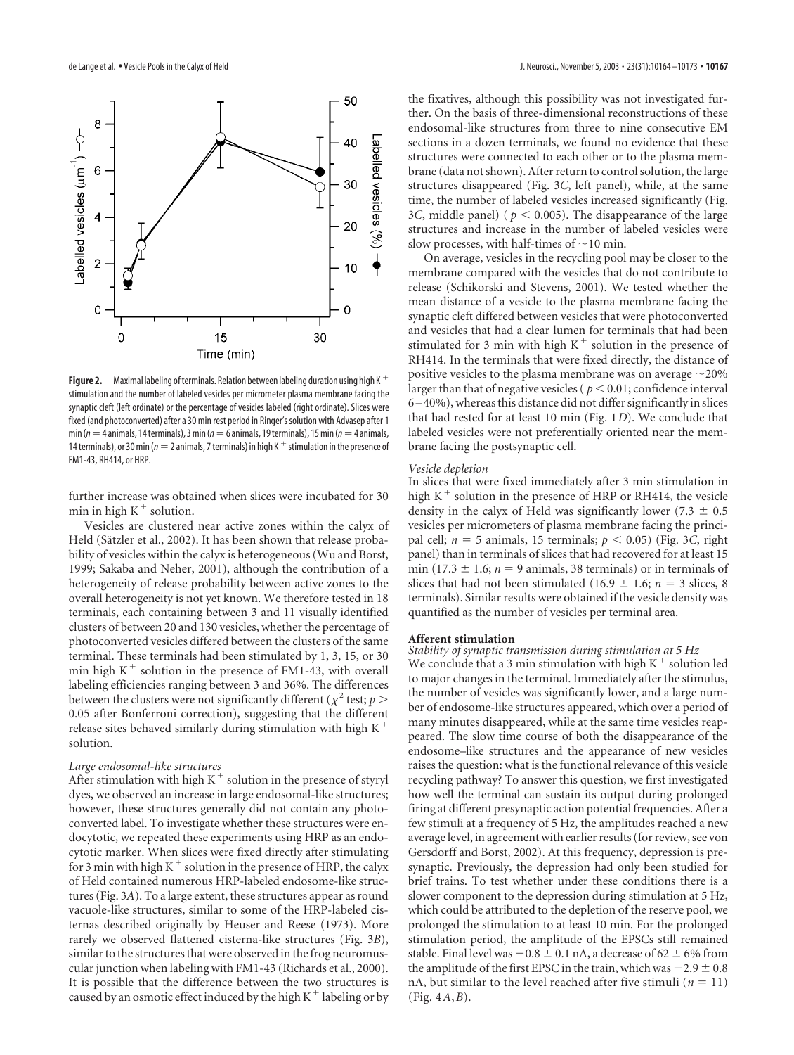**Figure 2.** Maximal labeling of terminals. Relation between labeling duration using high $K^+$ stimulation and the number of labeled vesicles per micrometer plasma membrane facing the synaptic cleft (left ordinate) or the percentage of vesicles labeled (right ordinate). Slices were fixed (and photoconverted) after a 30 min rest period in Ringer's solution with Advasep after 1 min ($n = 4$ animals, 14 terminals), 3 min ($n = 6$ animals, 19 terminals), 15 min ($n = 4$ animals, 14 terminals), or 30 min ($n = 2$ animals, 7 terminals) in high $K^+$ stimulation in the presence of FM1-43, RH414, or HRP.

further increase was obtained when slices were incubated for 30 min in high $K^+$ solution.

Vesicles are clustered near active zones within the calyx of Held (Sätzler et al., 2002). It has been shown that release probability of vesicles within the calyx is heterogeneous (Wu and Borst, 1999; Sakaba and Neher, 2001), although the contribution of a heterogeneity of release probability between active zones to the overall heterogeneity is not yet known. We therefore tested in 18 terminals, each containing between 3 and 11 visually identified clusters of between 20 and 130 vesicles, whether the percentage of photoconverted vesicles differed between the clusters of the same terminal. These terminals had been stimulated by 1, 3, 15, or 30 min high $K^+$ solution in the presence of FM1-43, with overall labeling efficiencies ranging between 3 and 36%. The differences between the clusters were not significantly different ($\chi^2$ test; $p > 0.05$ after Bonferroni correction), suggesting that the different release sites behaved similarly during stimulation with high $K^+$ solution.

*Large endosomal-like structures*

After stimulation with high $K^+$ solution in the presence of styryl dyes, we observed an increase in large endosomal-like structures; however, these structures generally did not contain any photoconverted label. To investigate whether these structures were endocytotic, we repeated these experiments using HRP as an endocytotic marker. When slices were fixed directly after stimulating for 3 min with high $K^+$ solution in the presence of HRP, the calyx of Held contained numerous HRP-labeled endosome-like structures (Fig. 3*A*). To a large extent, these structures appear as round vacuole-like structures, similar to some of the HRP-labeled cisternas described originally by Heuser and Reese (1973). More rarely we observed flattened cisterna-like structures (Fig. 3*B*), similar to the structures that were observed in the frog neuromuscular junction when labeling with FM1-43 (Richards et al., 2000). It is possible that the difference between the two structures is caused by an osmotic effect induced by the high $K^+$ labeling or by the fixatives, although this possibility was not investigated further. On the basis of three-dimensional reconstructions of these endosomal-like structures from three to nine consecutive EM sections in a dozen terminals, we found no evidence that these structures were connected to each other or to the plasma membrane (data not shown). After return to control solution, the large structures disappeared (Fig. 3*C*, left panel), while, at the same time, the number of labeled vesicles increased significantly (Fig. 3*C*, middle panel) ($p < 0.005$). The disappearance of the large structures and increase in the number of labeled vesicles were slow processes, with half-times of ~10 min.

On average, vesicles in the recycling pool may be closer to the membrane compared with the vesicles that do not contribute to release (Schikorski and Stevens, 2001). We tested whether the mean distance of a vesicle to the plasma membrane facing the synaptic cleft differed between vesicles that were photoconverted and vesicles that had a clear lumen for terminals that had been stimulated for 3 min with high $K^+$ solution in the presence of RH414. In the terminals that were fixed directly, the distance of positive vesicles to the plasma membrane was on average ~20% larger than that of negative vesicles ($p < 0.01$; confidence interval 6–40%), whereas this distance did not differ significantly in slices that had rested for at least 10 min (Fig. 1*D*). We conclude that labeled vesicles were not preferentially oriented near the membrane facing the postsynaptic cell.

*Vesicle depletion*

In slices that were fixed immediately after 3 min stimulation in high $K^+$ solution in the presence of HRP or RH414, the vesicle density in the calyx of Held was significantly lower ($7.3 \pm 0.5$ vesicles per micrometers of plasma membrane facing the principal cell; $n = 5$ animals, 15 terminals; $p < 0.05$) (Fig. 3*C*, right panel) than in terminals of slices that had recovered for at least 15 min ($17.3 \pm 1.6$; $n = 9$ animals, 38 terminals) or in terminals of slices that had not been stimulated ($16.9 \pm 1.6$; $n = 3$ slices, 8 terminals). Similar results were obtained if the vesicle density was quantified as the number of vesicles per terminal area.

## Afferent stimulation

*Stability of synaptic transmission during stimulation at 5 Hz*

We conclude that a 3 min stimulation with high $K^+$ solution led to major changes in the terminal. Immediately after the stimulus, the number of vesicles was significantly lower, and a large number of endosome-like structures appeared, which over a period of many minutes disappeared, while at the same time vesicles reappeared. The slow time course of both the disappearance of the endosome–like structures and the appearance of new vesicles raises the question: what is the functional relevance of this vesicle recycling pathway? To answer this question, we first investigated how well the terminal can sustain its output during prolonged firing at different presynaptic action potential frequencies. After a few stimuli at a frequency of 5 Hz, the amplitudes reached a new average level, in agreement with earlier results (for review, see von Gersdorff and Borst, 2002). At this frequency, depression is presynaptic. Previously, the depression had only been studied for brief trains. To test whether under these conditions there is a slower component to the depression during stimulation at 5 Hz, which could be attributed to the depletion of the reserve pool, we prolonged the stimulation to at least 10 min. For the prolonged stimulation period, the amplitude of the EPSCs still remained stable. Final level was $-0.8 \pm 0.1$ nA, a decrease of $62 \pm 6$% from the amplitude of the first EPSC in the train, which was $-2.9 \pm 0.8$ nA, but similar to the level reached after five stimuli ($n = 11$) (Fig. 4*A*,*B*).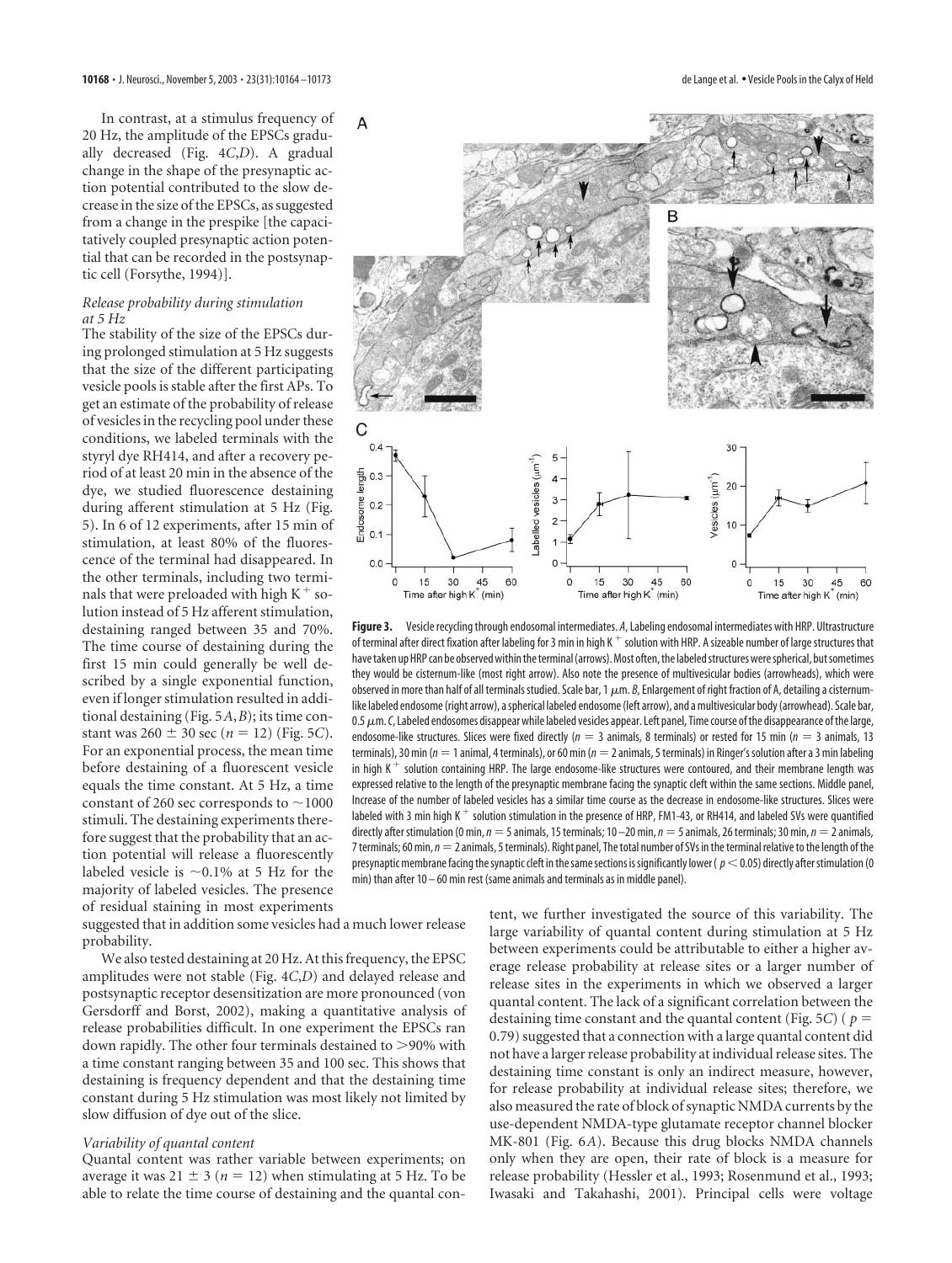In contrast, at a stimulus frequency of 20 Hz, the amplitude of the EPSCs gradually decreased (Fig. 4*C*,*D*). A gradual change in the shape of the presynaptic action potential contributed to the slow decrease in the size of the EPSCs, as suggested from a change in the prespike [the capacitatively coupled presynaptic action potential that can be recorded in the postsynaptic cell (Forsythe, 1994)].

*Release probability during stimulation at 5 Hz*

The stability of the size of the EPSCs during prolonged stimulation at 5 Hz suggests that the size of the different participating vesicle pools is stable after the first APs. To get an estimate of the probability of release of vesicles in the recycling pool under these conditions, we labeled terminals with the styryl dye RH414, and after a recovery period of at least 20 min in the absence of the dye, we studied fluorescence destaining during afferent stimulation at 5 Hz (Fig. 5). In 6 of 12 experiments, after 15 min of stimulation, at least 80% of the fluorescence of the terminal had disappeared. In the other terminals, including two terminals that were preloaded with high $K^+$ solution instead of 5 Hz afferent stimulation, destaining ranged between 35 and 70%. The time course of destaining during the first 15 min could generally be well described by a single exponential function, even if longer stimulation resulted in additional destaining (Fig. 5*A*,*B*); its time constant was 260 ± 30 sec ($n = 12$) (Fig. 5*C*). For an exponential process, the mean time before destaining of a fluorescent vesicle equals the time constant. At 5 Hz, a time constant of 260 sec corresponds to ~1000 stimuli. The destaining experiments therefore suggest that the probability that an action potential will release a fluorescently labeled vesicle is ~0.1% at 5 Hz for the majority of labeled vesicles. The presence of residual staining in most experiments suggested that in addition some vesicles had a much lower release probability.

We also tested destaining at 20 Hz. At this frequency, the EPSC amplitudes were not stable (Fig. 4*C*,*D*) and delayed release and postsynaptic receptor desensitization are more pronounced (von Gersdorff and Borst, 2002), making a quantitative analysis of release probabilities difficult. In one experiment the EPSCs ran down rapidly. The other four terminals destained to >90% with a time constant ranging between 35 and 100 sec. This shows that destaining is frequency dependent and that the destaining time constant during 5 Hz stimulation was most likely not limited by slow diffusion of dye out of the slice.

*Variability of quantal content*

Quantal content was rather variable between experiments; on average it was 21 ± 3 ($n = 12$) when stimulating at 5 Hz. To be able to relate the time course of destaining and the quantal content, we further investigated the source of this variability. The large variability of quantal content during stimulation at 5 Hz between experiments could be attributable to either a higher average release probability at release sites or a larger number of release sites in the experiments in which we observed a larger quantal content. The lack of a significant correlation between the destaining time constant and the quantal content (Fig. 5*C*) ($p = 0.79$) suggested that a connection with a large quantal content did not have a larger release probability at individual release sites. The destaining time constant is only an indirect measure, however, for release probability at individual release sites; therefore, we also measured the rate of block of synaptic NMDA currents by the use-dependent NMDA-type glutamate receptor channel blocker MK-801 (Fig. 6*A*). Because this drug blocks NMDA channels only when they are open, their rate of block is a measure for release probability (Hessler et al., 1993; Rosenmund et al., 1993; Iwasaki and Takahashi, 2001). Principal cells were voltage

**Figure 3.** Vesicle recycling through endosomal intermediates. *A*, Labeling endosomal intermediates with HRP. Ultrastructure of terminal after direct fixation after labeling for 3 min in high $K^+$ solution with HRP. A sizeable number of large structures that have taken up HRP can be observed within the terminal (arrows). Most often, the labeled structures were spherical, but sometimes they would be cisternum-like (most right arrow). Also note the presence of multivesicular bodies (arrowheads), which were observed in more than half of all terminals studied. Scale bar, 1 μm. *B*, Enlargement of right fraction of A, detailing a cisternum-like labeled endosome (right arrow), a spherical labeled endosome (left arrow), and a multivesicular body (arrowhead). Scale bar, 0.5 μm. *C*, Labeled endosomes disappear while labeled vesicles appear. Left panel, Time course of the disappearance of the large, endosome-like structures. Slices were fixed directly ($n = 3$ animals, 8 terminals) or rested for 15 min ($n = 3$ animals, 13 terminals), 30 min ($n = 1$ animal, 4 terminals), or 60 min ($n = 2$ animals, 5 terminals) in Ringer's solution after a 3 min labeling in high $K^+$ solution containing HRP. The large endosome-like structures were contoured, and their membrane length was expressed relative to the length of the presynaptic membrane facing the synaptic cleft within the same sections. Middle panel, Increase of the number of labeled vesicles has a similar time course as the decrease in endosome-like structures. Slices were labeled with 3 min high $K^+$ solution stimulation in the presence of HRP, FM1-43, or RH414, and labeled SVs were quantified directly after stimulation (0 min, $n = 5$ animals, 15 terminals; 10–20 min, $n = 5$ animals, 26 terminals; 30 min, $n = 2$ animals, 7 terminals; 60 min, $n = 2$ animals, 5 terminals). Right panel, The total number of SVs in the terminal relative to the length of the presynaptic membrane facing the synaptic cleft in the same sections is significantly lower ($p < 0.05$) directly after stimulation (0 min) than after 10–60 min rest (same animals and terminals as in middle panel).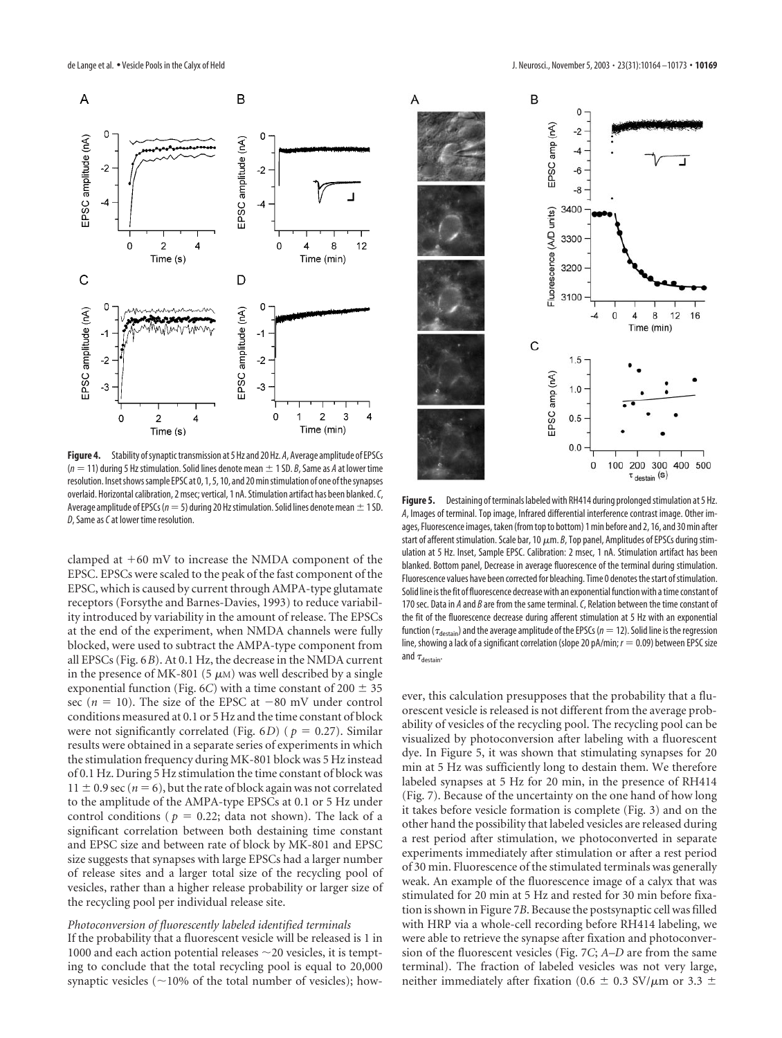**Figure 4.** Stability of synaptic transmission at 5 Hz and 20 Hz. *A*, Average amplitude of EPSCs ($n = 11$) during 5 Hz stimulation. Solid lines denote mean ± 1 SD. *B*, Same as *A* at lower time resolution. Inset shows sample EPSC at 0, 1, 5, 10, and 20 min stimulation of one of the synapses overlaid. Horizontal calibration, 2 msec; vertical, 1 nA. Stimulation artifact has been blanked. *C*, Average amplitude of EPSCs ($n = 5$) during 20 Hz stimulation. Solid lines denote mean ± 1 SD. *D*, Same as *C* at lower time resolution.

**Figure 5.** Destaining of terminals labeled with RH414 during prolonged stimulation at 5 Hz. *A*, Images of terminal. Top image, Infrared differential interference contrast image. Other images, Fluorescence images, taken (from top to bottom) 1 min before and 2, 16, and 30 min after start of afferent stimulation. Scale bar, 10 μm. *B*, Top panel, Amplitudes of EPSCs during stimulation at 5 Hz. Inset, Sample EPSC. Calibration: 2 msec, 1 nA. Stimulation artifact has been blanked. Bottom panel, Decrease in average fluorescence of the terminal during stimulation. Fluorescence values have been corrected for bleaching. Time 0 denotes the start of stimulation. Solid line is the fit of fluorescence decrease with an exponential function with a time constant of 170 sec. Data in *A* and *B* are from the same terminal. *C*, Relation between the time constant of the fit of the fluorescence decrease during afferent stimulation at 5 Hz with an exponential function ($\tau_{destain}$) and the average amplitude of the EPSCs ($n = 12$). Solid line is the regression line, showing a lack of a significant correlation (slope 20 pA/min; $r = 0.09$) between EPSC size and $\tau_{destain}$.

clamped at +60 mV to increase the NMDA component of the EPSC. EPSCs were scaled to the peak of the fast component of the EPSC, which is caused by current through AMPA-type glutamate receptors (Forsythe and Barnes-Davies, 1993) to reduce variability introduced by variability in the amount of release. The EPSCs at the end of the experiment, when NMDA channels were fully blocked, were used to subtract the AMPA-type component from all EPSCs (Fig. 6*B*). At 0.1 Hz, the decrease in the NMDA current in the presence of MK-801 (5 μM) was well described by a single exponential function (Fig. 6*C*) with a time constant of 200 ± 35 sec ($n = 10$). The size of the EPSC at −80 mV under control conditions measured at 0.1 or 5 Hz and the time constant of block were not significantly correlated (Fig. 6*D*) ($p = 0.27$). Similar results were obtained in a separate series of experiments in which the stimulation frequency during MK-801 block was 5 Hz instead of 0.1 Hz. During 5 Hz stimulation the time constant of block was 11 ± 0.9 sec ($n = 6$), but the rate of block again was not correlated to the amplitude of the AMPA-type EPSCs at 0.1 or 5 Hz under control conditions ($p = 0.22$; data not shown). The lack of a significant correlation between both destaining time constant and EPSC size and between rate of block by MK-801 and EPSC size suggests that synapses with large EPSCs had a larger number of release sites and a larger total size of the recycling pool of vesicles, rather than a higher release probability or larger size of the recycling pool per individual release site.

*Photoconversion of fluorescently labeled identified terminals*

If the probability that a fluorescent vesicle will be released is 1 in 1000 and each action potential releases ~20 vesicles, it is tempting to conclude that the total recycling pool is equal to 20,000 synaptic vesicles (~10% of the total number of vesicles); however, this calculation presupposes that the probability that a fluorescent vesicle is released is not different from the average probability of vesicles of the recycling pool. The recycling pool can be visualized by photoconversion after labeling with a fluorescent dye. In Figure 5, it was shown that stimulating synapses for 20 min at 5 Hz was sufficiently long to destain them. We therefore labeled synapses at 5 Hz for 20 min, in the presence of RH414 (Fig. 7). Because of the uncertainty on the one hand of how long it takes before vesicle formation is complete (Fig. 3) and on the other hand the possibility that labeled vesicles are released during a rest period after stimulation, we photoconverted in separate experiments immediately after stimulation or after a rest period of 30 min. Fluorescence of the stimulated terminals was generally weak. An example of the fluorescence image of a calyx that was stimulated for 20 min at 5 Hz and rested for 30 min before fixation is shown in Figure 7*B*. Because the postsynaptic cell was filled with HRP via a whole-cell recording before RH414 labeling, we were able to retrieve the synapse after fixation and photoconversion of the fluorescent vesicles (Fig. 7*C*; *A–D* are from the same terminal). The fraction of labeled vesicles was not very large, neither immediately after fixation (0.6 ± 0.3 SV/μm or 3.3 ±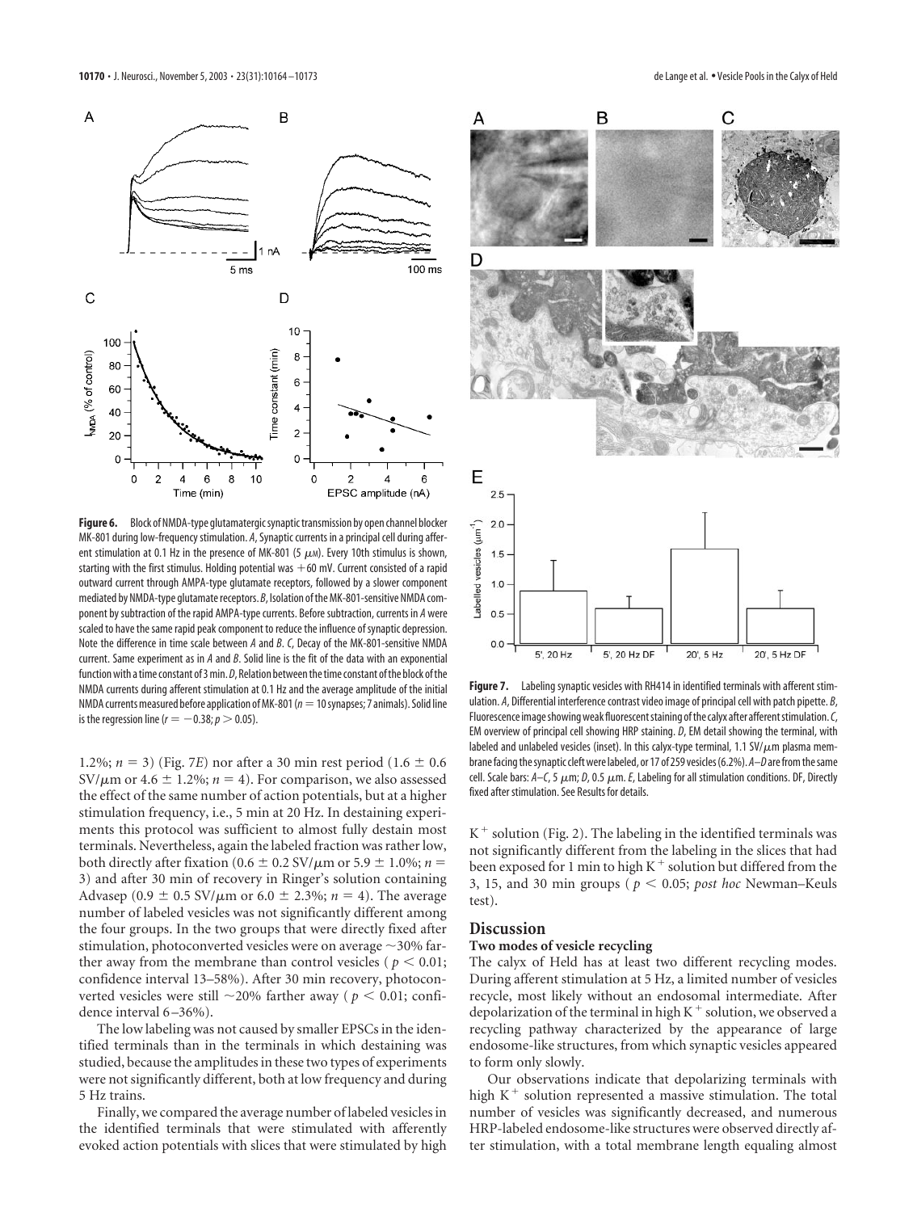**Figure 6.** Block of NMDA-type glutamatergic synaptic transmission by open channel blocker MK-801 during low-frequency stimulation. *A*, Synaptic currents in a principal cell during afferent stimulation at 0.1 Hz in the presence of MK-801 (5 μM). Every 10th stimulus is shown, starting with the first stimulus. Holding potential was +60 mV. Current consisted of a rapid outward current through AMPA-type glutamate receptors, followed by a slower component mediated by NMDA-type glutamate receptors. *B*, Isolation of the MK-801-sensitive NMDA component by subtraction of the rapid AMPA-type currents. Before subtraction, currents in *A* were scaled to have the same rapid peak component to reduce the influence of synaptic depression. Note the difference in time scale between *A* and *B*. *C*, Decay of the MK-801-sensitive NMDA current. Same experiment as in *A* and *B*. Solid line is the fit of the data with an exponential function with a time constant of 3 min. *D*, Relation between the time constant of the block of the NMDA currents during afferent stimulation at 0.1 Hz and the average amplitude of the initial NMDA currents measured before application of MK-801 ($n = 10$ synapses; 7 animals). Solid line is the regression line ($r = -0.38$; $p > 0.05$).

**Figure 7.** Labeling synaptic vesicles with RH414 in identified terminals with afferent stimulation. *A*, Differential interference contrast video image of principal cell with patch pipette. *B*, Fluorescence image showing weak fluorescent staining of the calyx after afferent stimulation. *C*, EM overview of principal cell showing HRP staining. *D*, EM detail showing the terminal, with labeled and unlabeled vesicles (inset). In this calyx-type terminal, 1.1 SV/μm plasma membrane facing the synaptic cleft were labeled, or 17 of 259 vesicles (6.2%). *A–D* are from the same cell. Scale bars: *A–C*, 5 μm; *D*, 0.5 μm. *E*, Labeling for all stimulation conditions. DF, Directly fixed after stimulation. See Results for details.

1.2%; $n = 3$) (Fig. 7*E*) nor after a 30 min rest period (1.6 ± 0.6 SV/μm or 4.6 ± 1.2%; $n = 4$). For comparison, we also assessed the effect of the same number of action potentials, but at a higher stimulation frequency, i.e., 5 min at 20 Hz. In destaining experiments this protocol was sufficient to almost fully destain most terminals. Nevertheless, again the labeled fraction was rather low, both directly after fixation (0.6 ± 0.2 SV/μm or 5.9 ± 1.0%; $n = 3$) and after 30 min of recovery in Ringer's solution containing Advasep (0.9 ± 0.5 SV/μm or 6.0 ± 2.3%; $n = 4$). The average number of labeled vesicles was not significantly different among the four groups. In the two groups that were directly fixed after stimulation, photoconverted vesicles were on average ~30% farther away from the membrane than control vesicles ($p < 0.01$; confidence interval 13–58%). After 30 min recovery, photoconverted vesicles were still ~20% farther away ($p < 0.01$; confidence interval 6–36%).

The low labeling was not caused by smaller EPSCs in the identified terminals than in the terminals in which destaining was studied, because the amplitudes in these two types of experiments were not significantly different, both at low frequency and during 5 Hz trains.

Finally, we compared the average number of labeled vesicles in the identified terminals that were stimulated with afferently evoked action potentials with slices that were stimulated by high $K^+$ solution (Fig. 2). The labeling in the identified terminals was not significantly different from the labeling in the slices that had been exposed for 1 min to high $K^+$ solution but differed from the 3, 15, and 30 min groups ($p < 0.05$; *post hoc* Newman–Keuls test).

## Discussion

### Two modes of vesicle recycling

The calyx of Held has at least two different recycling modes. During afferent stimulation at 5 Hz, a limited number of vesicles recycle, most likely without an endosomal intermediate. After depolarization of the terminal in high $K^+$ solution, we observed a recycling pathway characterized by the appearance of large endosome-like structures, from which synaptic vesicles appeared to form only slowly.

Our observations indicate that depolarizing terminals with high $K^+$ solution represented a massive stimulation. The total number of vesicles was significantly decreased, and numerous HRP-labeled endosome-like structures were observed directly after stimulation, with a total membrane length equaling almost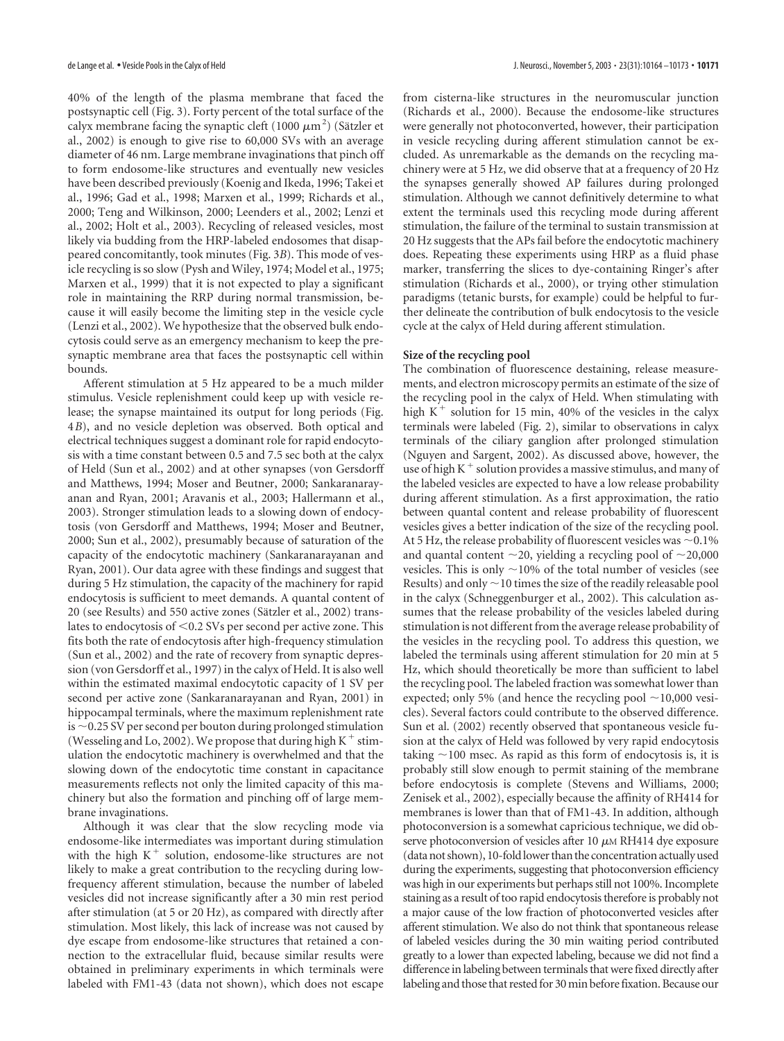40% of the length of the plasma membrane that faced the postsynaptic cell (Fig. 3). Forty percent of the total surface of the calyx membrane facing the synaptic cleft (1000 $\mu m^2$) (Sätzler et al., 2002) is enough to give rise to 60,000 SVs with an average diameter of 46 nm. Large membrane invaginations that pinch off to form endosome-like structures and eventually new vesicles have been described previously (Koenig and Ikeda, 1996; Takei et al., 1996; Gad et al., 1998; Marxen et al., 1999; Richards et al., 2000; Teng and Wilkinson, 2000; Leenders et al., 2002; Lenzi et al., 2002; Holt et al., 2003). Recycling of released vesicles, most likely via budding from the HRP-labeled endosomes that disappeared concomitantly, took minutes (Fig. 3*B*). This mode of vesicle recycling is so slow (Pysh and Wiley, 1974; Model et al., 1975; Marxen et al., 1999) that it is not expected to play a significant role in maintaining the RRP during normal transmission, because it will easily become the limiting step in the vesicle cycle (Lenzi et al., 2002). We hypothesize that the observed bulk endocytosis could serve as an emergency mechanism to keep the presynaptic membrane area that faces the postsynaptic cell within bounds.

Afferent stimulation at 5 Hz appeared to be a much milder stimulus. Vesicle replenishment could keep up with vesicle release; the synapse maintained its output for long periods (Fig. 4*B*), and no vesicle depletion was observed. Both optical and electrical techniques suggest a dominant role for rapid endocytosis with a time constant between 0.5 and 7.5 sec both at the calyx of Held (Sun et al., 2002) and at other synapses (von Gersdorff and Matthews, 1994; Moser and Beutner, 2000; Sankaranarayanan and Ryan, 2001; Aravanis et al., 2003; Hallermann et al., 2003). Stronger stimulation leads to a slowing down of endocytosis (von Gersdorff and Matthews, 1994; Moser and Beutner, 2000; Sun et al., 2002), presumably because of saturation of the capacity of the endocytotic machinery (Sankaranarayanan and Ryan, 2001). Our data agree with these findings and suggest that during 5 Hz stimulation, the capacity of the machinery for rapid endocytosis is sufficient to meet demands. A quantal content of 20 (see Results) and 550 active zones (Sätzler et al., 2002) translates to endocytosis of <0.2 SVs per second per active zone. This fits both the rate of endocytosis after high-frequency stimulation (Sun et al., 2002) and the rate of recovery from synaptic depression (von Gersdorff et al., 1997) in the calyx of Held. It is also well within the estimated maximal endocytotic capacity of 1 SV per second per active zone (Sankaranarayanan and Ryan, 2001) in hippocampal terminals, where the maximum replenishment rate is ~0.25 SV per second per bouton during prolonged stimulation (Wesseling and Lo, 2002). We propose that during high $K^+$ stimulation the endocytotic machinery is overwhelmed and that the slowing down of the endocytotic time constant in capacitance measurements reflects not only the limited capacity of this machinery but also the formation and pinching off of large membrane invaginations.

Although it was clear that the slow recycling mode via endosome-like intermediates was important during stimulation with the high $K^+$ solution, endosome-like structures are not likely to make a great contribution to the recycling during low-frequency afferent stimulation, because the number of labeled vesicles did not increase significantly after a 30 min rest period after stimulation (at 5 or 20 Hz), as compared with directly after stimulation. Most likely, this lack of increase was not caused by dye escape from endosome-like structures that retained a connection to the extracellular fluid, because similar results were obtained in preliminary experiments in which terminals were labeled with FM1-43 (data not shown), which does not escape from cisterna-like structures in the neuromuscular junction (Richards et al., 2000). Because the endosome-like structures were generally not photoconverted, however, their participation in vesicle recycling during afferent stimulation cannot be excluded. As unremarkable as the demands on the recycling machinery were at 5 Hz, we did observe that at a frequency of 20 Hz the synapses generally showed AP failures during prolonged stimulation. Although we cannot definitively determine to what extent the terminals used this recycling mode during afferent stimulation, the failure of the terminal to sustain transmission at 20 Hz suggests that the APs fail before the endocytotic machinery does. Repeating these experiments using HRP as a fluid phase marker, transferring the slices to dye-containing Ringer's after stimulation (Richards et al., 2000), or trying other stimulation paradigms (tetanic bursts, for example) could be helpful to further delineate the contribution of bulk endocytosis to the vesicle cycle at the calyx of Held during afferent stimulation.

### Size of the recycling pool

The combination of fluorescence destaining, release measurements, and electron microscopy permits an estimate of the size of the recycling pool in the calyx of Held. When stimulating with high $K^+$ solution for 15 min, 40% of the vesicles in the calyx terminals were labeled (Fig. 2), similar to observations in calyx terminals of the ciliary ganglion after prolonged stimulation (Nguyen and Sargent, 2002). As discussed above, however, the use of high $K^+$ solution provides a massive stimulus, and many of the labeled vesicles are expected to have a low release probability during afferent stimulation. As a first approximation, the ratio between quantal content and release probability of fluorescent vesicles gives a better indication of the size of the recycling pool. At 5 Hz, the release probability of fluorescent vesicles was ~0.1% and quantal content ~20, yielding a recycling pool of ~20,000 vesicles. This is only ~10% of the total number of vesicles (see Results) and only ~10 times the size of the readily releasable pool in the calyx (Schneggenburger et al., 2002). This calculation assumes that the release probability of the vesicles labeled during stimulation is not different from the average release probability of the vesicles in the recycling pool. To address this question, we labeled the terminals using afferent stimulation for 20 min at 5 Hz, which should theoretically be more than sufficient to label the recycling pool. The labeled fraction was somewhat lower than expected; only 5% (and hence the recycling pool ~10,000 vesicles). Several factors could contribute to the observed difference. Sun et al. (2002) recently observed that spontaneous vesicle fusion at the calyx of Held was followed by very rapid endocytosis taking ~100 msec. As rapid as this form of endocytosis is, it is probably still slow enough to permit staining of the membrane before endocytosis is complete (Stevens and Williams, 2000; Zenisek et al., 2002), especially because the affinity of RH414 for membranes is lower than that of FM1-43. In addition, although photoconversion is a somewhat capricious technique, we did observe photoconversion of vesicles after 10 $\mu$M RH414 dye exposure (data not shown), 10-fold lower than the concentration actually used during the experiments, suggesting that photoconversion efficiency was high in our experiments but perhaps still not 100%. Incomplete staining as a result of too rapid endocytosis therefore is probably not a major cause of the low fraction of photoconverted vesicles after afferent stimulation. We also do not think that spontaneous release of labeled vesicles during the 30 min waiting period contributed greatly to a lower than expected labeling, because we did not find a difference in labeling between terminals that were fixed directly after labeling and those that rested for 30 min before fixation. Because our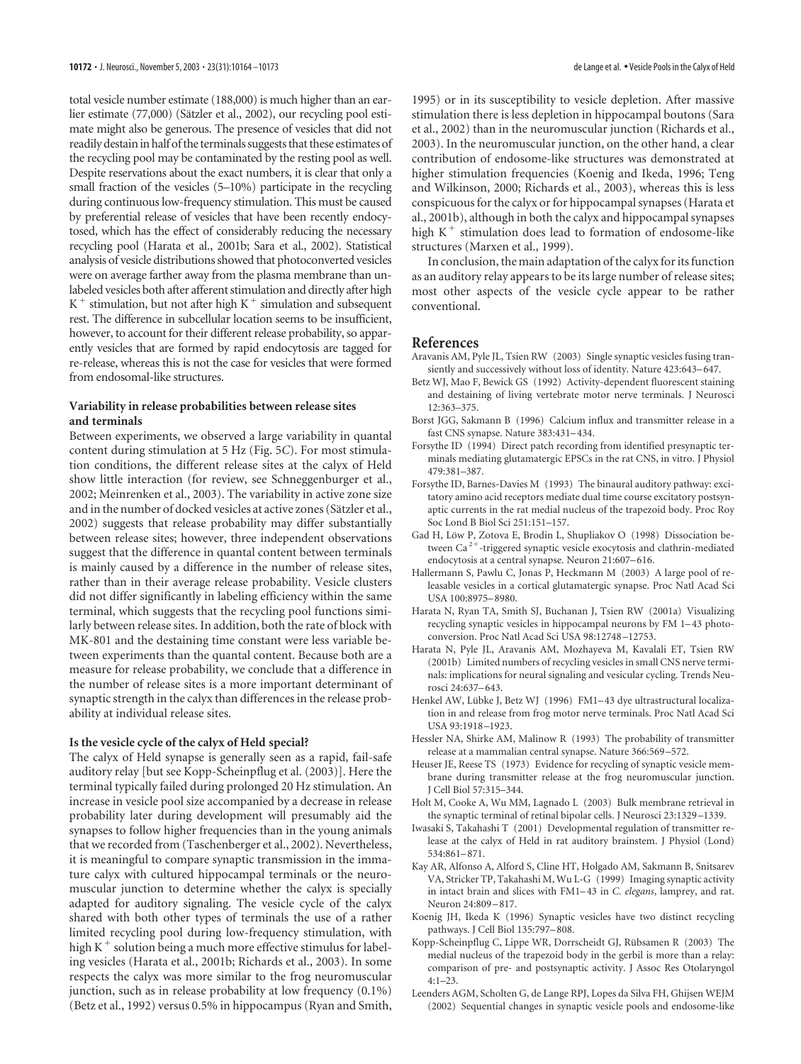total vesicle number estimate (188,000) is much higher than an earlier estimate (77,000) (Sätzler et al., 2002), our recycling pool estimate might also be generous. The presence of vesicles that did not readily destain in half of the terminals suggests that these estimates of the recycling pool may be contaminated by the resting pool as well. Despite reservations about the exact numbers, it is clear that only a small fraction of the vesicles (5–10%) participate in the recycling during continuous low-frequency stimulation. This must be caused by preferential release of vesicles that have been recently endocytosed, which has the effect of considerably reducing the necessary recycling pool (Harata et al., 2001b; Sara et al., 2002). Statistical analysis of vesicle distributions showed that photoconverted vesicles were on average farther away from the plasma membrane than unlabeled vesicles both after afferent stimulation and directly after high $K^+$ stimulation, but not after high $K^+$ simulation and subsequent rest. The difference in subcellular location seems to be insufficient, however, to account for their different release probability, so apparently vesicles that are formed by rapid endocytosis are tagged for re-release, whereas this is not the case for vesicles that were formed from endosomal-like structures.

### Variability in release probabilities between release sites and terminals

Between experiments, we observed a large variability in quantal content during stimulation at 5 Hz (Fig. 5*C*). For most stimulation conditions, the different release sites at the calyx of Held show little interaction (for review, see Schneggenburger et al., 2002; Meinrenken et al., 2003). The variability in active zone size and in the number of docked vesicles at active zones (Sätzler et al., 2002) suggests that release probability may differ substantially between release sites; however, three independent observations suggest that the difference in quantal content between terminals is mainly caused by a difference in the number of release sites, rather than in their average release probability. Vesicle clusters did not differ significantly in labeling efficiency within the same terminal, which suggests that the recycling pool functions similarly between release sites. In addition, both the rate of block with MK-801 and the destaining time constant were less variable between experiments than the quantal content. Because both are a measure for release probability, we conclude that a difference in the number of release sites is a more important determinant of synaptic strength in the calyx than differences in the release probability at individual release sites.

### Is the vesicle cycle of the calyx of Held special?

The calyx of Held synapse is generally seen as a rapid, fail-safe auditory relay [but see Kopp-Scheinpflug et al. (2003)]. Here the terminal typically failed during prolonged 20 Hz stimulation. An increase in vesicle pool size accompanied by a decrease in release probability later during development will presumably aid the synapses to follow higher frequencies than in the young animals that we recorded from (Taschenberger et al., 2002). Nevertheless, it is meaningful to compare synaptic transmission in the immature calyx with cultured hippocampal terminals or the neuromuscular junction to determine whether the calyx is specially adapted for auditory signaling. The vesicle cycle of the calyx shared with both other types of terminals the use of a rather limited recycling pool during low-frequency stimulation, with high $K^+$ solution being a much more effective stimulus for labeling vesicles (Harata et al., 2001b; Richards et al., 2003). In some respects the calyx was more similar to the frog neuromuscular junction, such as in release probability at low frequency (0.1%) (Betz et al., 1992) versus 0.5% in hippocampus (Ryan and Smith, 1995) or in its susceptibility to vesicle depletion. After massive stimulation there is less depletion in hippocampal boutons (Sara et al., 2002) than in the neuromuscular junction (Richards et al., 2003). In the neuromuscular junction, on the other hand, a clear contribution of endosome-like structures was demonstrated at higher stimulation frequencies (Koenig and Ikeda, 1996; Teng and Wilkinson, 2000; Richards et al., 2003), whereas this is less conspicuous for the calyx or for hippocampal synapses (Harata et al., 2001b), although in both the calyx and hippocampal synapses high $K^+$ stimulation does lead to formation of endosome-like structures (Marxen et al., 1999).

In conclusion, the main adaptation of the calyx for its function as an auditory relay appears to be its large number of release sites; most other aspects of the vesicle cycle appear to be rather conventional.

## References

Aravanis AM, Pyle JL, Tsien RW (2003) Single synaptic vesicles fusing transiently and successively without loss of identity. Nature 423:643–647.

Betz WJ, Mao F, Bewick GS (1992) Activity-dependent fluorescent staining and destaining of living vertebrate motor nerve terminals. J Neurosci 12:363–375.

Borst JGG, Sakmann B (1996) Calcium influx and transmitter release in a fast CNS synapse. Nature 383:431–434.

Forsythe ID (1994) Direct patch recording from identified presynaptic terminals mediating glutamatergic EPSCs in the rat CNS, in vitro. J Physiol 479:381–387.

Forsythe ID, Barnes-Davies M (1993) The binaural auditory pathway: excitatory amino acid receptors mediate dual time course excitatory postsynaptic currents in the rat medial nucleus of the trapezoid body. Proc Roy Soc Lond B Biol Sci 251:151–157.

Gad H, Löw P, Zotova E, Brodin L, Shupliakov O (1998) Dissociation between $Ca^{2+}$-triggered synaptic vesicle exocytosis and clathrin-mediated endocytosis at a central synapse. Neuron 21:607–616.

Hallermann S, Pawlu C, Jonas P, Heckmann M (2003) A large pool of releasable vesicles in a cortical glutamatergic synapse. Proc Natl Acad Sci USA 100:8975–8980.

Harata N, Ryan TA, Smith SJ, Buchanan J, Tsien RW (2001a) Visualizing recycling synaptic vesicles in hippocampal neurons by FM 1–43 photoconversion. Proc Natl Acad Sci USA 98:12748–12753.

Harata N, Pyle JL, Aravanis AM, Mozhayeva M, Kavalali ET, Tsien RW (2001b) Limited numbers of recycling vesicles in small CNS nerve terminals: implications for neural signaling and vesicular cycling. Trends Neurosci 24:637–643.

Henkel AW, Lübke J, Betz WJ (1996) FM1–43 dye ultrastructural localization in and release from frog motor nerve terminals. Proc Natl Acad Sci USA 93:1918–1923.

Hessler NA, Shirke AM, Malinow R (1993) The probability of transmitter release at a mammalian central synapse. Nature 366:569–572.

Heuser JE, Reese TS (1973) Evidence for recycling of synaptic vesicle membrane during transmitter release at the frog neuromuscular junction. J Cell Biol 57:315–344.

Holt M, Cooke A, Wu MM, Lagnado L (2003) Bulk membrane retrieval in the synaptic terminal of retinal bipolar cells. J Neurosci 23:1329–1339.

Iwasaki S, Takahashi T (2001) Developmental regulation of transmitter release at the calyx of Held in rat auditory brainstem. J Physiol (Lond) 534:861–871.

Kay AR, Alfonso A, Alford S, Cline HT, Holgado AM, Sakmann B, Snitsarev VA, Stricker TP, Takahashi M, Wu L-G (1999) Imaging synaptic activity in intact brain and slices with FM1–43 in *C. elegans*, lamprey, and rat. Neuron 24:809–817.

Koenig JH, Ikeda K (1996) Synaptic vesicles have two distinct recycling pathways. J Cell Biol 135:797–808.

Kopp-Scheinpflug C, Lippe WR, Dorrscheidt GJ, Rübsamen R (2003) The medial nucleus of the trapezoid body in the gerbil is more than a relay: comparison of pre- and postsynaptic activity. J Assoc Res Otolaryngol 4:1–23.

Leenders AGM, Scholten G, de Lange RPJ, Lopes da Silva FH, Ghijsen WEJM (2002) Sequential changes in synaptic vesicle pools and endosome-like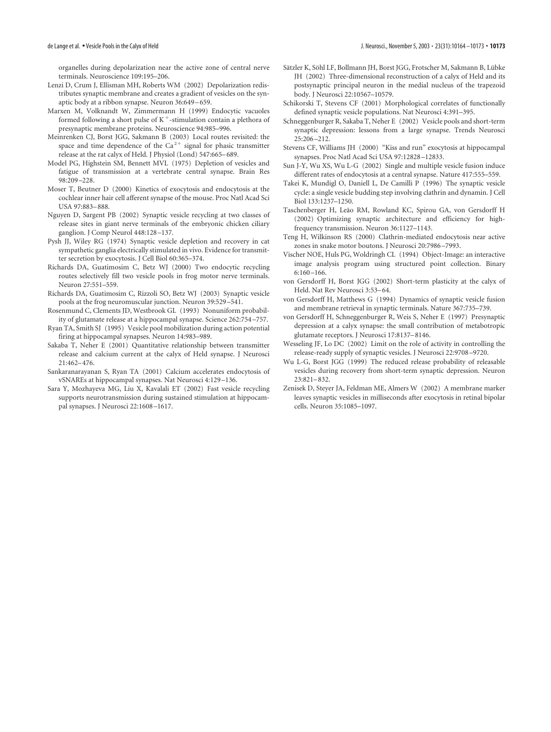organelles during depolarization near the active zone of central nerve terminals. Neuroscience 109:195–206.

Lenzi D, Crum J, Ellisman MH, Roberts WM (2002) Depolarization redistributes synaptic membrane and creates a gradient of vesicles on the synaptic body at a ribbon synapse. Neuron 36:649–659.

Marxen M, Volknandt W, Zimmermann H (1999) Endocytic vacuoles formed following a short pulse of $K^+$-stimulation contain a plethora of presynaptic membrane proteins. Neuroscience 94:985–996.

Meinrenken CJ, Borst JGG, Sakmann B (2003) Local routes revisited: the space and time dependence of the $Ca^{2+}$ signal for phasic transmitter release at the rat calyx of Held. J Physiol (Lond) 547:665–689.

Model PG, Highstein SM, Bennett MVL (1975) Depletion of vesicles and fatigue of transmission at a vertebrate central synapse. Brain Res 98:209–228.

Moser T, Beutner D (2000) Kinetics of exocytosis and endocytosis at the cochlear inner hair cell afferent synapse of the mouse. Proc Natl Acad Sci USA 97:883–888.

Nguyen D, Sargent PB (2002) Synaptic vesicle recycling at two classes of release sites in giant nerve terminals of the embryonic chicken ciliary ganglion. J Comp Neurol 448:128–137.

Pysh JJ, Wiley RG (1974) Synaptic vesicle depletion and recovery in cat sympathetic ganglia electrically stimulated in vivo. Evidence for transmitter secretion by exocytosis. J Cell Biol 60:365–374.

Richards DA, Guatimosim C, Betz WJ (2000) Two endocytic recycling routes selectively fill two vesicle pools in frog motor nerve terminals. Neuron 27:551–559.

Richards DA, Guatimosim C, Rizzoli SO, Betz WJ (2003) Synaptic vesicle pools at the frog neuromuscular junction. Neuron 39:529–541.

Rosenmund C, Clements JD, Westbrook GL (1993) Nonuniform probability of glutamate release at a hippocampal synapse. Science 262:754–757.

Ryan TA, Smith SJ (1995) Vesicle pool mobilization during action potential firing at hippocampal synapses. Neuron 14:983–989.

Sakaba T, Neher E (2001) Quantitative relationship between transmitter release and calcium current at the calyx of Held synapse. J Neurosci 21:462–476.

Sankaranarayanan S, Ryan TA (2001) Calcium accelerates endocytosis of vSNAREs at hippocampal synapses. Nat Neurosci 4:129–136.

Sara Y, Mozhayeva MG, Liu X, Kavalali ET (2002) Fast vesicle recycling supports neurotransmission during sustained stimulation at hippocampal synapses. J Neurosci 22:1608–1617.

Sätzler K, Söhl LF, Bollmann JH, Borst JGG, Frotscher M, Sakmann B, Lübke JH (2002) Three-dimensional reconstruction of a calyx of Held and its postsynaptic principal neuron in the medial nucleus of the trapezoid body. J Neurosci 22:10567–10579.

Schikorski T, Stevens CF (2001) Morphological correlates of functionally defined synaptic vesicle populations. Nat Neurosci 4:391–395.

Schneggenburger R, Sakaba T, Neher E (2002) Vesicle pools and short-term synaptic depression: lessons from a large synapse. Trends Neurosci 25:206–212.

Stevens CF, Williams JH (2000) "Kiss and run" exocytosis at hippocampal synapses. Proc Natl Acad Sci USA 97:12828–12833.

Sun J-Y, Wu XS, Wu L-G (2002) Single and multiple vesicle fusion induce different rates of endocytosis at a central synapse. Nature 417:555–559.

Takei K, Mundigl O, Daniell L, De Camilli P (1996) The synaptic vesicle cycle: a single vesicle budding step involving clathrin and dynamin. J Cell Biol 133:1237–1250.

Taschenberger H, Leão RM, Rowland KC, Spirou GA, von Gersdorff H (2002) Optimizing synaptic architecture and efficiency for high-frequency transmission. Neuron 36:1127–1143.

Teng H, Wilkinson RS (2000) Clathrin-mediated endocytosis near active zones in snake motor boutons. J Neurosci 20:7986–7993.

Vischer NOE, Huls PG, Woldringh CL (1994) Object-Image: an interactive image analysis program using structured point collection. Binary 6:160–166.

von Gersdorff H, Borst JGG (2002) Short-term plasticity at the calyx of Held. Nat Rev Neurosci 3:53–64.

von Gersdorff H, Matthews G (1994) Dynamics of synaptic vesicle fusion and membrane retrieval in synaptic terminals. Nature 367:735–739.

von Gersdorff H, Schneggenburger R, Weis S, Neher E (1997) Presynaptic depression at a calyx synapse: the small contribution of metabotropic glutamate receptors. J Neurosci 17:8137–8146.

Wesseling JF, Lo DC (2002) Limit on the role of activity in controlling the release-ready supply of synaptic vesicles. J Neurosci 22:9708–9720.

Wu L-G, Borst JGG (1999) The reduced release probability of releasable vesicles during recovery from short-term synaptic depression. Neuron 23:821–832.

Zenisek D, Steyer JA, Feldman ME, Almers W (2002) A membrane marker leaves synaptic vesicles in milliseconds after exocytosis in retinal bipolar cells. Neuron 35:1085–1097.